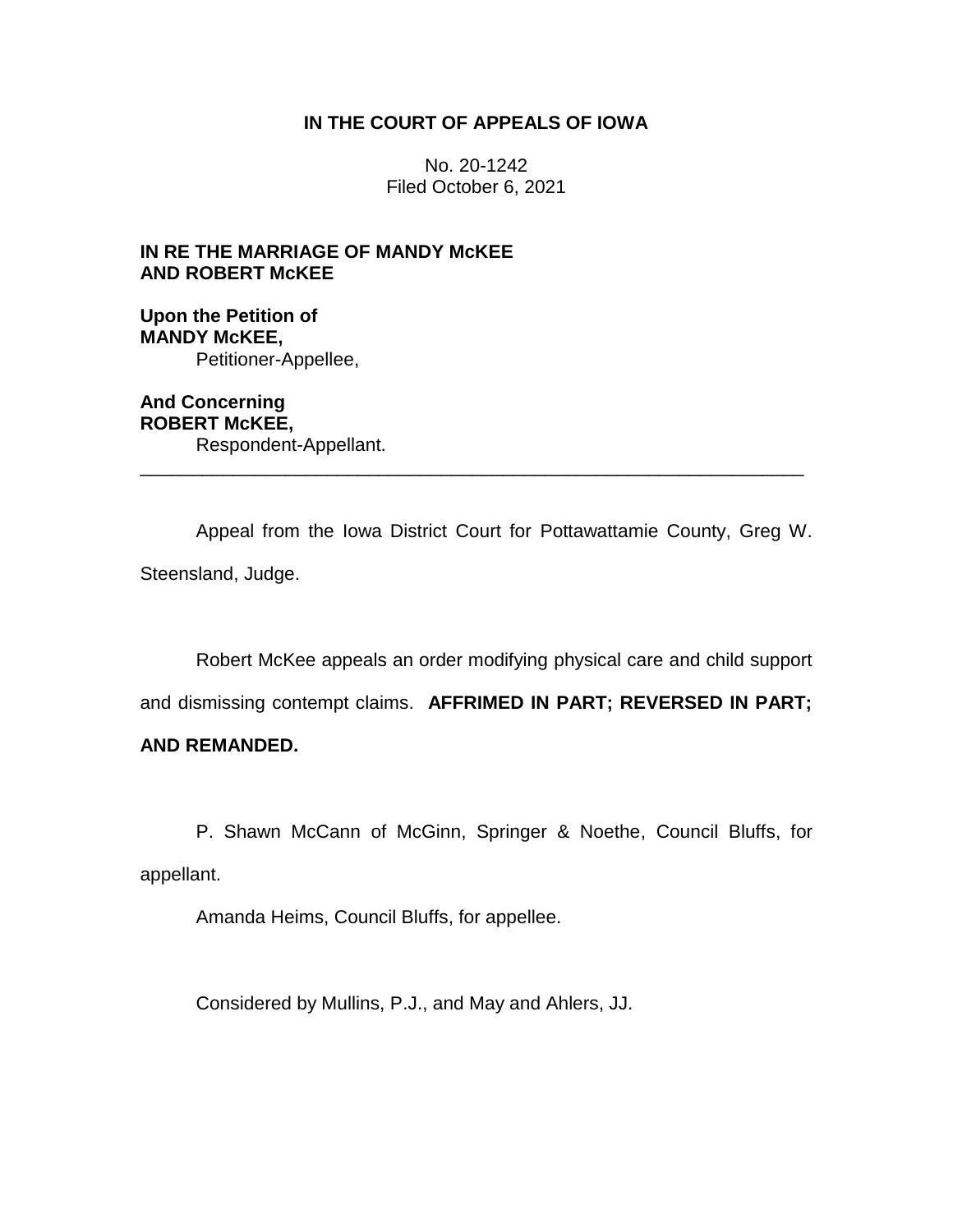**IN THE COURT OF APPEALS OF IOWA**

No. 20-1242
Filed October 6, 2021

**IN RE THE MARRIAGE OF MANDY McKEE AND ROBERT McKEE**

**Upon the Petition of MANDY McKEE,**
Petitioner-Appellee,

**And Concerning ROBERT McKEE,**
Respondent-Appellant.

---

Appeal from the Iowa District Court for Pottawattamie County, Greg W. Steensland, Judge.

Robert McKee appeals an order modifying physical care and child support and dismissing contempt claims. **AFFIRMED IN PART; REVERSED IN PART; AND REMANDED.**

P. Shawn McCann of McGinn, Springer & Noethe, Council Bluffs, for appellant.

Amanda Heims, Council Bluffs, for appellee.

Considered by Mullins, P.J., and May and Ahlers, JJ.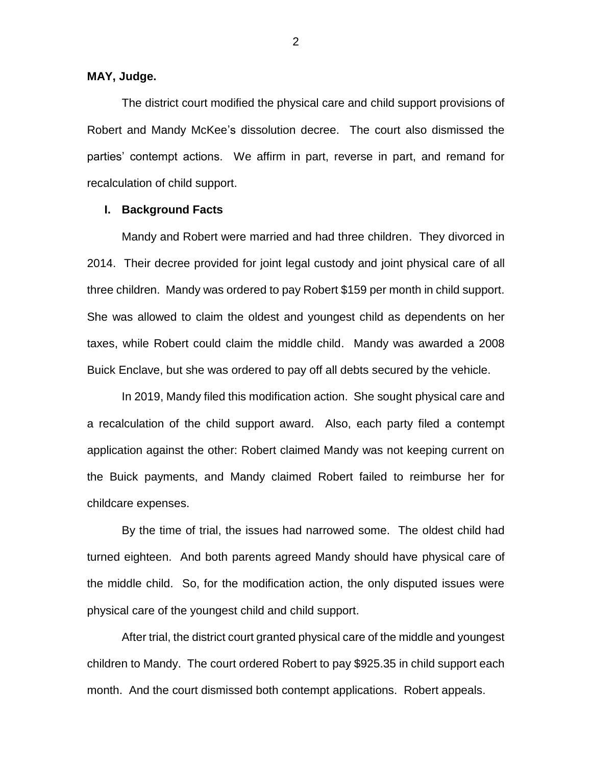**MAY, Judge.**

The district court modified the physical care and child support provisions of Robert and Mandy McKee's dissolution decree. The court also dismissed the parties' contempt actions. We affirm in part, reverse in part, and remand for recalculation of child support.

## I. Background Facts

Mandy and Robert were married and had three children. They divorced in 2014. Their decree provided for joint legal custody and joint physical care of all three children. Mandy was ordered to pay Robert $159 per month in child support. She was allowed to claim the oldest and youngest child as dependents on her taxes, while Robert could claim the middle child. Mandy was awarded a 2008 Buick Enclave, but she was ordered to pay off all debts secured by the vehicle.

In 2019, Mandy filed this modification action. She sought physical care and a recalculation of the child support award. Also, each party filed a contempt application against the other: Robert claimed Mandy was not keeping current on the Buick payments, and Mandy claimed Robert failed to reimburse her for childcare expenses.

By the time of trial, the issues had narrowed some. The oldest child had turned eighteen. And both parents agreed Mandy should have physical care of the middle child. So, for the modification action, the only disputed issues were physical care of the youngest child and child support.

After trial, the district court granted physical care of the middle and youngest children to Mandy. The court ordered Robert to pay $925.35 in child support each month. And the court dismissed both contempt applications. Robert appeals.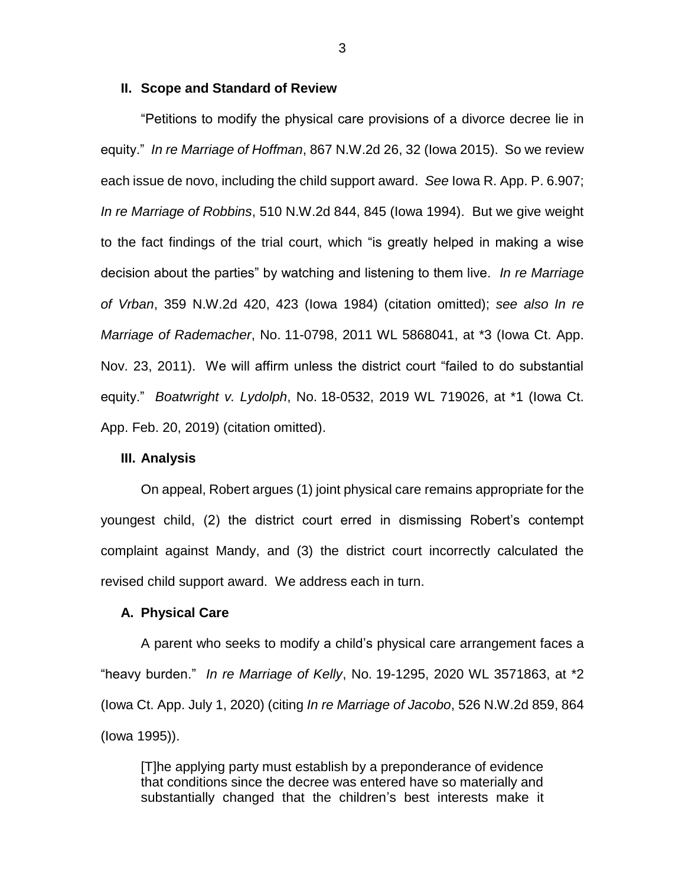## II. Scope and Standard of Review

"Petitions to modify the physical care provisions of a divorce decree lie in equity." *In re Marriage of Hoffman*, 867 N.W.2d 26, 32 (Iowa 2015). So we review each issue de novo, including the child support award. *See* Iowa R. App. P. 6.907; *In re Marriage of Robbins*, 510 N.W.2d 844, 845 (Iowa 1994). But we give weight to the fact findings of the trial court, which "is greatly helped in making a wise decision about the parties" by watching and listening to them live. *In re Marriage of Vrban*, 359 N.W.2d 420, 423 (Iowa 1984) (citation omitted); *see also In re Marriage of Rademacher*, No. 11-0798, 2011 WL 5868041, at *3 (Iowa Ct. App. Nov. 23, 2011). We will affirm unless the district court "failed to do substantial equity." *Boatwright v. Lydolph*, No. 18-0532, 2019 WL 719026, at *1 (Iowa Ct. App. Feb. 20, 2019) (citation omitted).

## III. Analysis

On appeal, Robert argues (1) joint physical care remains appropriate for the youngest child, (2) the district court erred in dismissing Robert's contempt complaint against Mandy, and (3) the district court incorrectly calculated the revised child support award. We address each in turn.

### A. Physical Care

A parent who seeks to modify a child's physical care arrangement faces a "heavy burden." *In re Marriage of Kelly*, No. 19-1295, 2020 WL 3571863, at *2 (Iowa Ct. App. July 1, 2020) (citing *In re Marriage of Jacobo*, 526 N.W.2d 859, 864 (Iowa 1995)).

> [T]he applying party must establish by a preponderance of evidence that conditions since the decree was entered have so materially and substantially changed that the children's best interests make it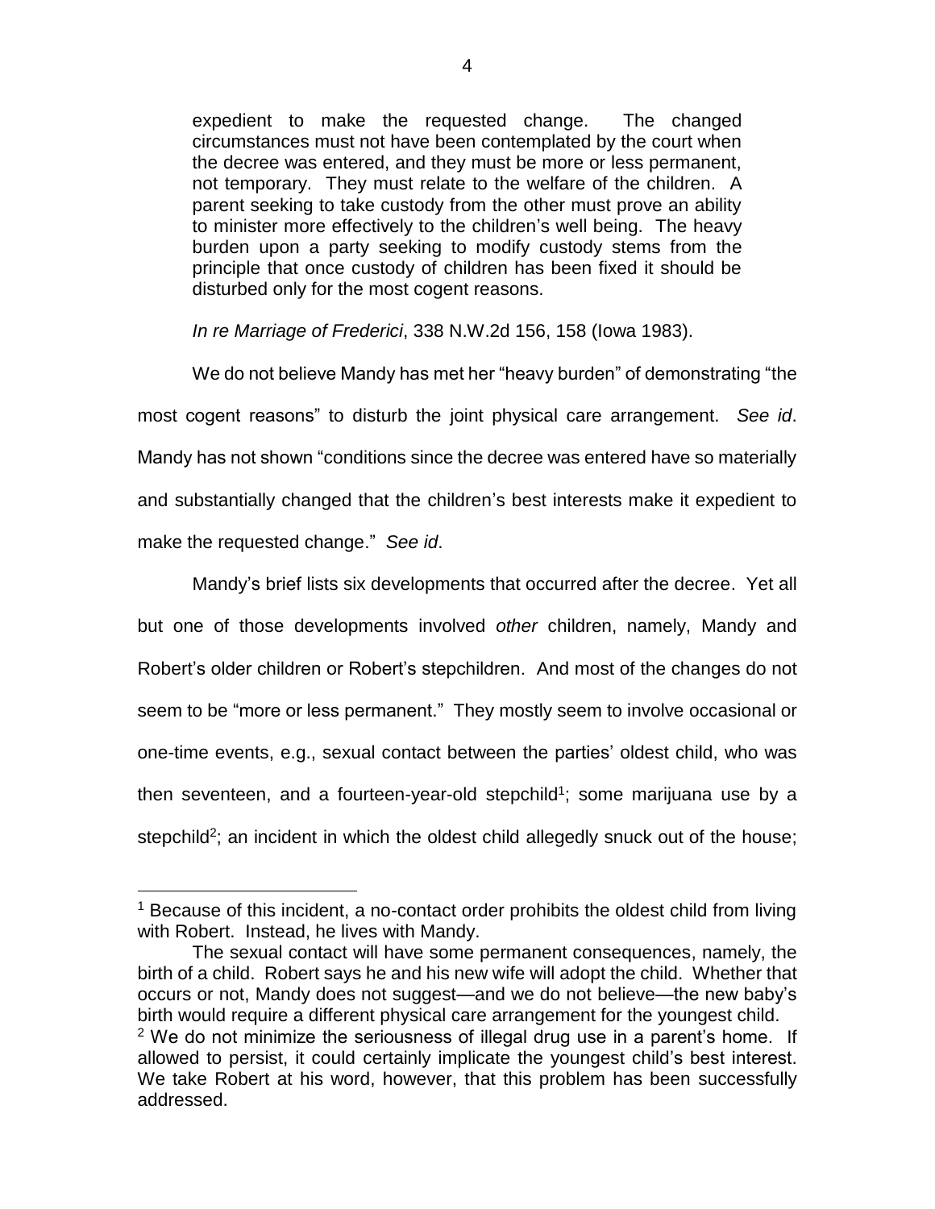expedient to make the requested change. The changed circumstances must not have been contemplated by the court when the decree was entered, and they must be more or less permanent, not temporary. They must relate to the welfare of the children. A parent seeking to take custody from the other must prove an ability to minister more effectively to the children's well being. The heavy burden upon a party seeking to modify custody stems from the principle that once custody of children has been fixed it should be disturbed only for the most cogent reasons.

> *In re Marriage of Frederici*, 338 N.W.2d 156, 158 (Iowa 1983).

We do not believe Mandy has met her "heavy burden" of demonstrating "the most cogent reasons" to disturb the joint physical care arrangement. *See id*. Mandy has not shown "conditions since the decree was entered have so materially and substantially changed that the children's best interests make it expedient to make the requested change." *See id*.

Mandy's brief lists six developments that occurred after the decree. Yet all but one of those developments involved *other* children, namely, Mandy and Robert's older children or Robert's stepchildren. And most of the changes do not seem to be "more or less permanent." They mostly seem to involve occasional or one-time events, e.g., sexual contact between the parties' oldest child, who was then seventeen, and a fourteen-year-old stepchild[1]; some marijuana use by a stepchild[2]; an incident in which the oldest child allegedly snuck out of the house;

---

[1] Because of this incident, a no-contact order prohibits the oldest child from living with Robert. Instead, he lives with Mandy.

The sexual contact will have some permanent consequences, namely, the birth of a child. Robert says he and his new wife will adopt the child. Whether that occurs or not, Mandy does not suggest—and we do not believe—the new baby's birth would require a different physical care arrangement for the youngest child.

[2] We do not minimize the seriousness of illegal drug use in a parent's home. If allowed to persist, it could certainly implicate the youngest child's best interest. We take Robert at his word, however, that this problem has been successfully addressed.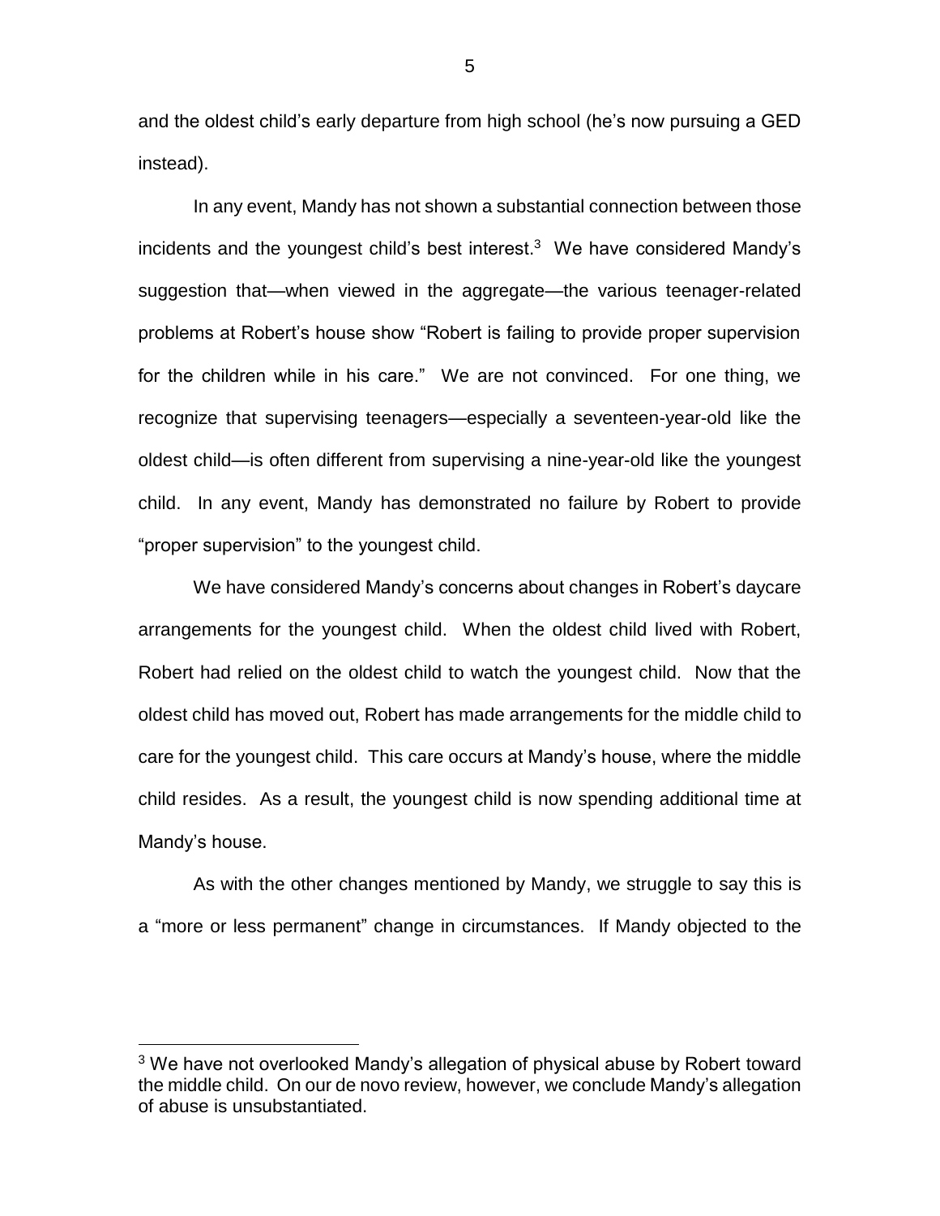and the oldest child's early departure from high school (he's now pursuing a GED instead).

In any event, Mandy has not shown a substantial connection between those incidents and the youngest child's best interest.[3] We have considered Mandy's suggestion that—when viewed in the aggregate—the various teenager-related problems at Robert's house show "Robert is failing to provide proper supervision for the children while in his care." We are not convinced. For one thing, we recognize that supervising teenagers—especially a seventeen-year-old like the oldest child—is often different from supervising a nine-year-old like the youngest child. In any event, Mandy has demonstrated no failure by Robert to provide "proper supervision" to the youngest child.

We have considered Mandy's concerns about changes in Robert's daycare arrangements for the youngest child. When the oldest child lived with Robert, Robert had relied on the oldest child to watch the youngest child. Now that the oldest child has moved out, Robert has made arrangements for the middle child to care for the youngest child. This care occurs at Mandy's house, where the middle child resides. As a result, the youngest child is now spending additional time at Mandy's house.

As with the other changes mentioned by Mandy, we struggle to say this is a "more or less permanent" change in circumstances. If Mandy objected to the

[3] We have not overlooked Mandy's allegation of physical abuse by Robert toward the middle child. On our de novo review, however, we conclude Mandy's allegation of abuse is unsubstantiated.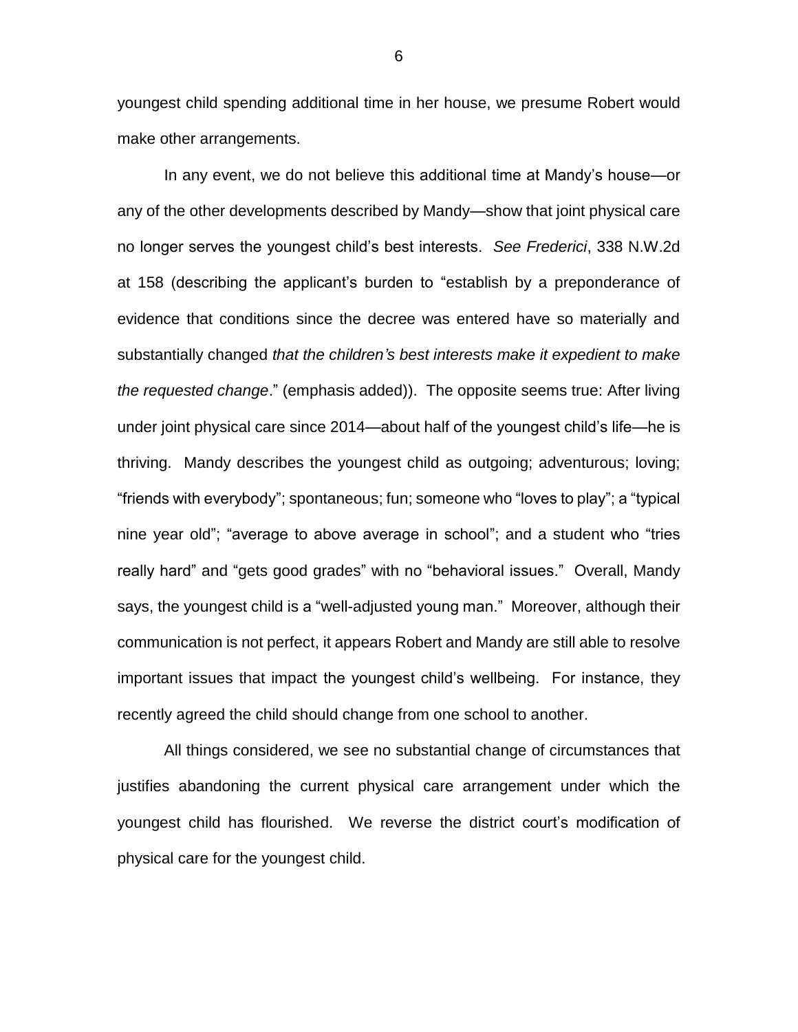youngest child spending additional time in her house, we presume Robert would make other arrangements.

In any event, we do not believe this additional time at Mandy's house—or any of the other developments described by Mandy—show that joint physical care no longer serves the youngest child's best interests. *See Frederici*, 338 N.W.2d at 158 (describing the applicant's burden to "establish by a preponderance of evidence that conditions since the decree was entered have so materially and substantially changed *that the children's best interests make it expedient to make the requested change*." (emphasis added)). The opposite seems true: After living under joint physical care since 2014—about half of the youngest child's life—he is thriving. Mandy describes the youngest child as outgoing; adventurous; loving; "friends with everybody"; spontaneous; fun; someone who "loves to play"; a "typical nine year old"; "average to above average in school"; and a student who "tries really hard" and "gets good grades" with no "behavioral issues." Overall, Mandy says, the youngest child is a "well-adjusted young man." Moreover, although their communication is not perfect, it appears Robert and Mandy are still able to resolve important issues that impact the youngest child's wellbeing. For instance, they recently agreed the child should change from one school to another.

All things considered, we see no substantial change of circumstances that justifies abandoning the current physical care arrangement under which the youngest child has flourished. We reverse the district court's modification of physical care for the youngest child.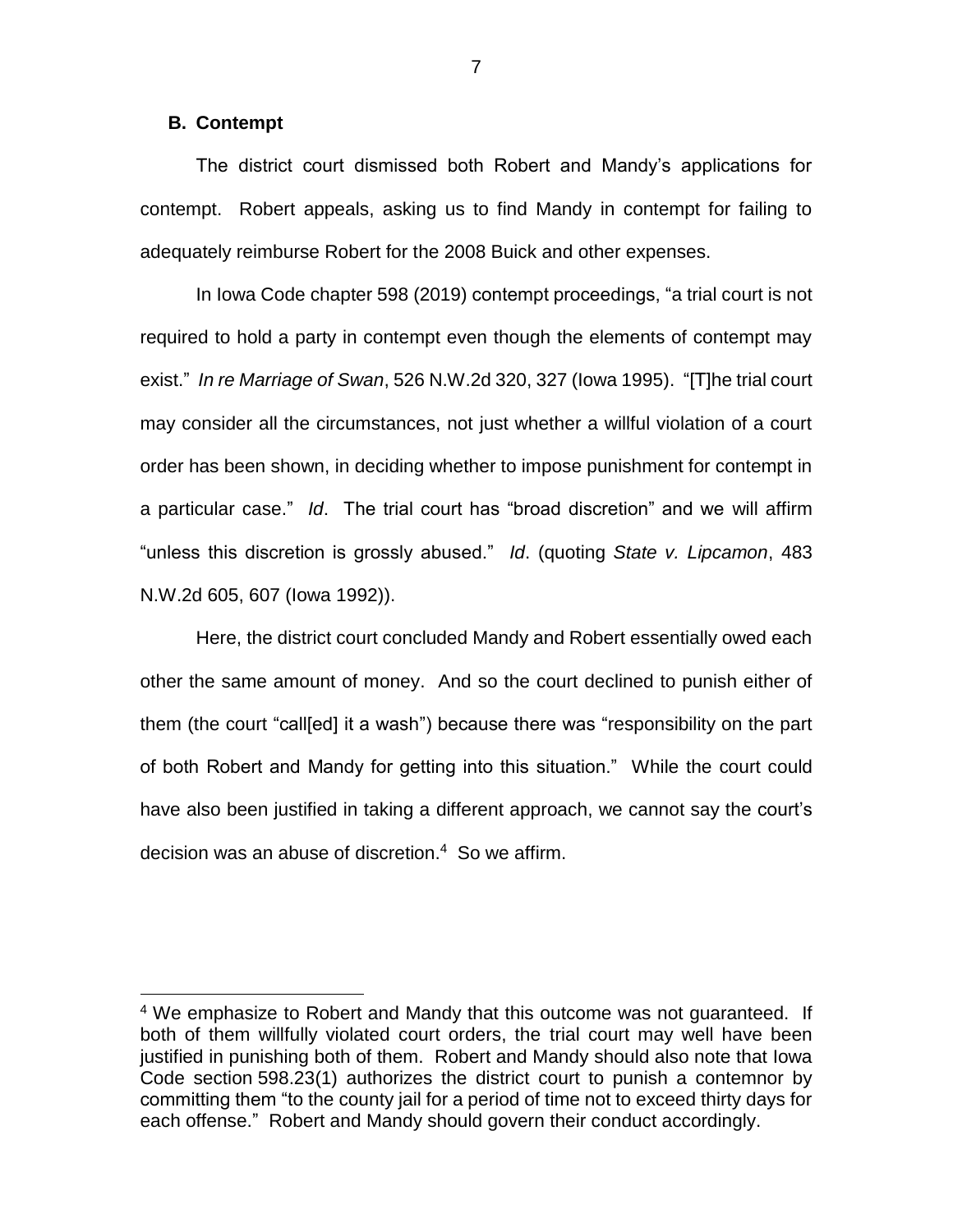### B. Contempt

The district court dismissed both Robert and Mandy's applications for contempt. Robert appeals, asking us to find Mandy in contempt for failing to adequately reimburse Robert for the 2008 Buick and other expenses.

In Iowa Code chapter 598 (2019) contempt proceedings, "a trial court is not required to hold a party in contempt even though the elements of contempt may exist." *In re Marriage of Swan*, 526 N.W.2d 320, 327 (Iowa 1995). "[T]he trial court may consider all the circumstances, not just whether a willful violation of a court order has been shown, in deciding whether to impose punishment for contempt in a particular case." *Id*. The trial court has "broad discretion" and we will affirm "unless this discretion is grossly abused." *Id*. (quoting *State v. Lipcamon*, 483 N.W.2d 605, 607 (Iowa 1992)).

Here, the district court concluded Mandy and Robert essentially owed each other the same amount of money. And so the court declined to punish either of them (the court "call[ed] it a wash") because there was "responsibility on the part of both Robert and Mandy for getting into this situation." While the court could have also been justified in taking a different approach, we cannot say the court's decision was an abuse of discretion.[4] So we affirm.

---

[4] We emphasize to Robert and Mandy that this outcome was not guaranteed. If both of them willfully violated court orders, the trial court may well have been justified in punishing both of them. Robert and Mandy should also note that Iowa Code section 598.23(1) authorizes the district court to punish a contemnor by committing them "to the county jail for a period of time not to exceed thirty days for each offense." Robert and Mandy should govern their conduct accordingly.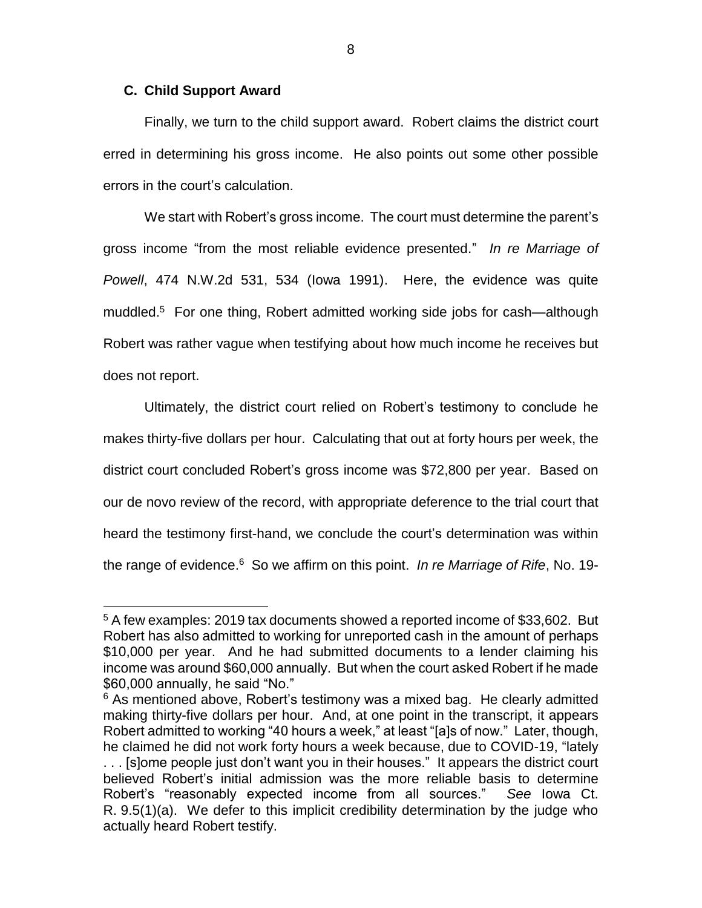### C. Child Support Award

Finally, we turn to the child support award. Robert claims the district court erred in determining his gross income. He also points out some other possible errors in the court's calculation.

We start with Robert's gross income. The court must determine the parent's gross income "from the most reliable evidence presented." *In re Marriage of Powell*, 474 N.W.2d 531, 534 (Iowa 1991). Here, the evidence was quite muddled.[5] For one thing, Robert admitted working side jobs for cash—although Robert was rather vague when testifying about how much income he receives but does not report.

Ultimately, the district court relied on Robert's testimony to conclude he makes thirty-five dollars per hour. Calculating that out at forty hours per week, the district court concluded Robert's gross income was $72,800 per year. Based on our de novo review of the record, with appropriate deference to the trial court that heard the testimony first-hand, we conclude the court's determination was within the range of evidence.[6] So we affirm on this point. *In re Marriage of Rife*, No. 19-

---

[5] A few examples: 2019 tax documents showed a reported income of $33,602. But Robert has also admitted to working for unreported cash in the amount of perhaps $10,000 per year. And he had submitted documents to a lender claiming his income was around $60,000 annually. But when the court asked Robert if he made $60,000 annually, he said "No."

[6] As mentioned above, Robert's testimony was a mixed bag. He clearly admitted making thirty-five dollars per hour. And, at one point in the transcript, it appears Robert admitted to working "40 hours a week," at least "[a]s of now." Later, though, he claimed he did not work forty hours a week because, due to COVID-19, "lately . . . [s]ome people just don't want you in their houses." It appears the district court believed Robert's initial admission was the more reliable basis to determine Robert's "reasonably expected income from all sources." *See* Iowa Ct. R. 9.5(1)(a). We defer to this implicit credibility determination by the judge who actually heard Robert testify.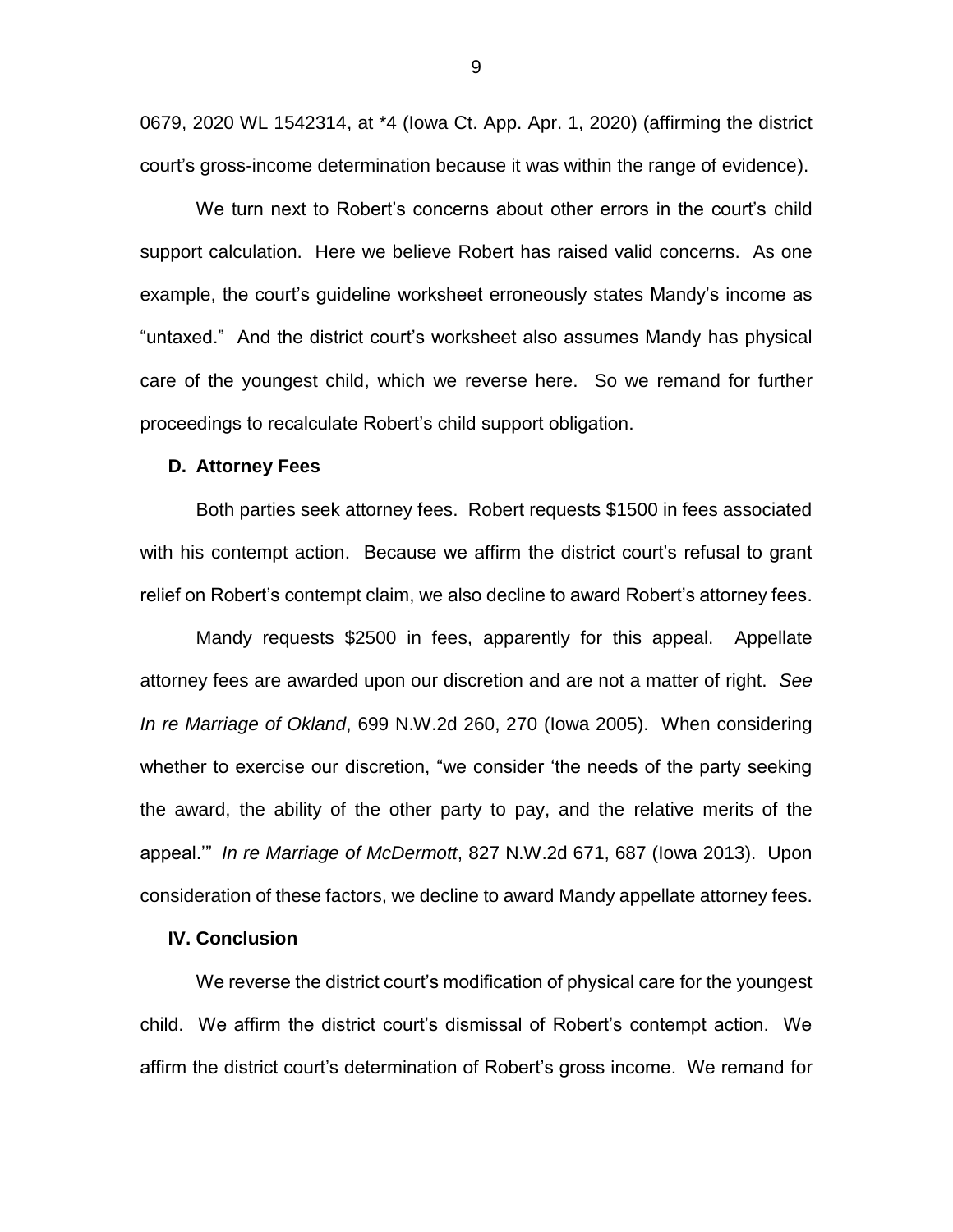0679, 2020 WL 1542314, at *4 (Iowa Ct. App. Apr. 1, 2020) (affirming the district court's gross-income determination because it was within the range of evidence).

We turn next to Robert's concerns about other errors in the court's child support calculation. Here we believe Robert has raised valid concerns. As one example, the court's guideline worksheet erroneously states Mandy's income as "untaxed." And the district court's worksheet also assumes Mandy has physical care of the youngest child, which we reverse here. So we remand for further proceedings to recalculate Robert's child support obligation.

### D. Attorney Fees

Both parties seek attorney fees. Robert requests $1500 in fees associated with his contempt action. Because we affirm the district court's refusal to grant relief on Robert's contempt claim, we also decline to award Robert's attorney fees.

Mandy requests $2500 in fees, apparently for this appeal. Appellate attorney fees are awarded upon our discretion and are not a matter of right. *See In re Marriage of Okland*, 699 N.W.2d 260, 270 (Iowa 2005). When considering whether to exercise our discretion, "we consider 'the needs of the party seeking the award, the ability of the other party to pay, and the relative merits of the appeal.'" *In re Marriage of McDermott*, 827 N.W.2d 671, 687 (Iowa 2013). Upon consideration of these factors, we decline to award Mandy appellate attorney fees.

## IV. Conclusion

We reverse the district court's modification of physical care for the youngest child. We affirm the district court's dismissal of Robert's contempt action. We affirm the district court's determination of Robert's gross income. We remand for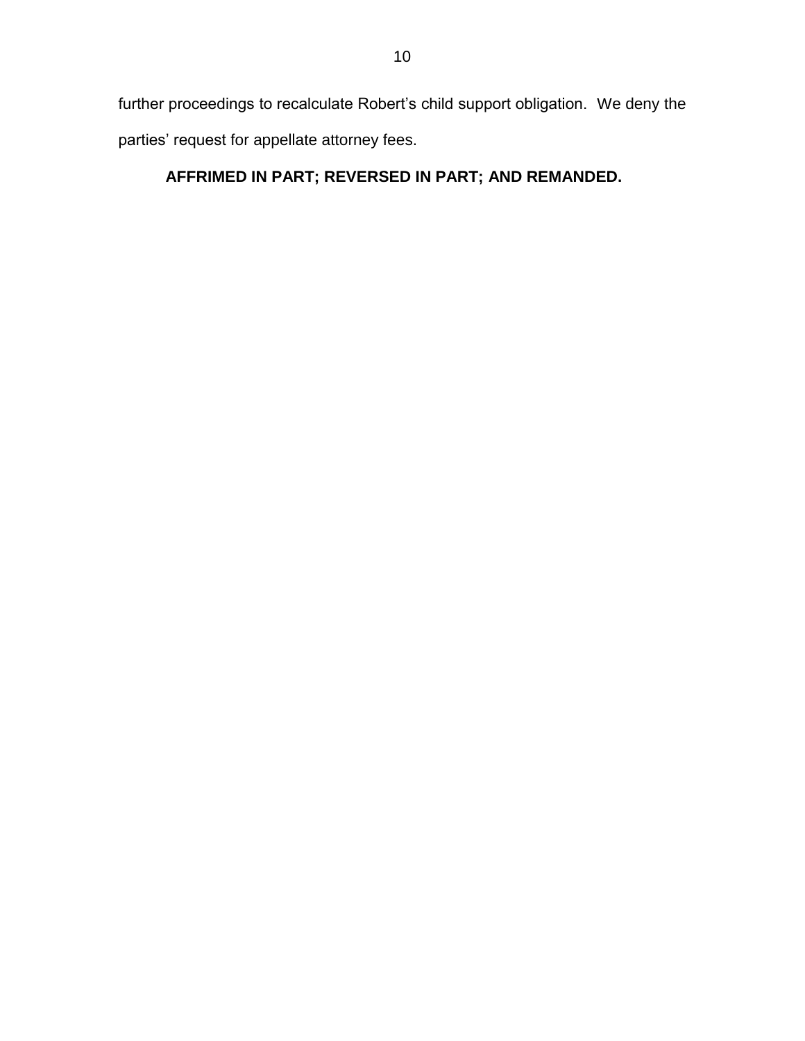further proceedings to recalculate Robert's child support obligation. We deny the parties' request for appellate attorney fees.

**AFFRIMED IN PART; REVERSED IN PART; AND REMANDED.**